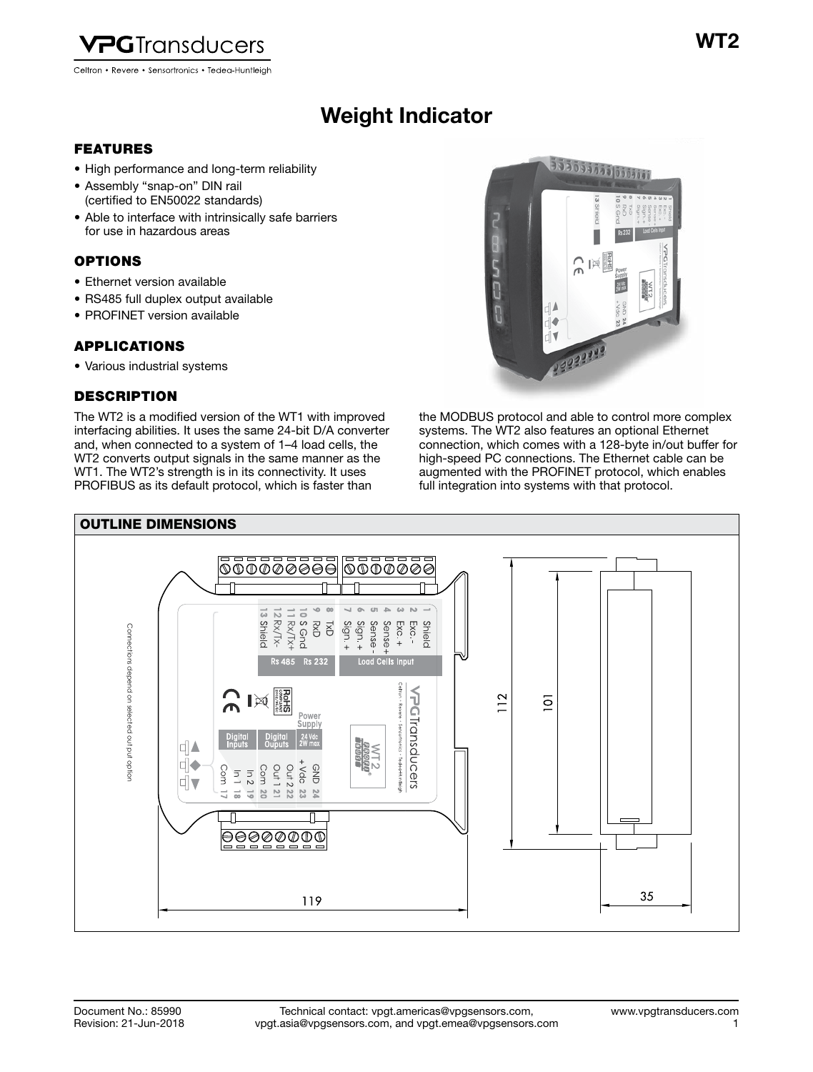# Weight Indicator

## FEATURES

- High performance and long-term reliability
- Assembly "snap-on" DIN rail (certified to EN50022 standards)
- Able to interface with intrinsically safe barriers for use in hazardous areas

## OPTIONS

- Ethernet version available
- RS485 full duplex output available
- PROFINET version available

## APPLICATIONS

- Various industrial systems

## DESCRIPTION

The WT2 is a modified version of the WT1 with improved interfacing abilities. It uses the same 24-bit D/A converter and, when connected to a system of 1–4 load cells, the WT2 converts output signals in the same manner as the WT1. The WT2's strength is in its connectivity. It uses PROFIBUS as its default protocol, which is faster than the MODBUS protocol and able to control more complex systems. The WT2 also features an optional Ethernet connection, which comes with a 128-byte in/out buffer for high-speed PC connections. The Ethernet cable can be augmented with the PROFINET protocol, which enables full integration into systems with that protocol.

## OUTLINE DIMENSIONS

Connections depend on selected output option

Load Cells Input: 1 Shield, 2 Exc. -, 3 Exc. +, 4 Sense+, 5 Sense -, 6 Sign. -, 7 Sign. +

Rs 232: 8 TxD, 9 RxD, 10 S Gnd

Rs 485: 11 Rx/Tx+, 12 Rx/Tx-, 13 Shield

Power Supply 24 Vdc 2W max: GND 24, +Vdc 23

Digital Ouputs: Out 2 22, Out 1 21, Com 20

Digital Inputs: In 2 19, In 1 18, Com 17

Dimensions: 119, 112, 101, 35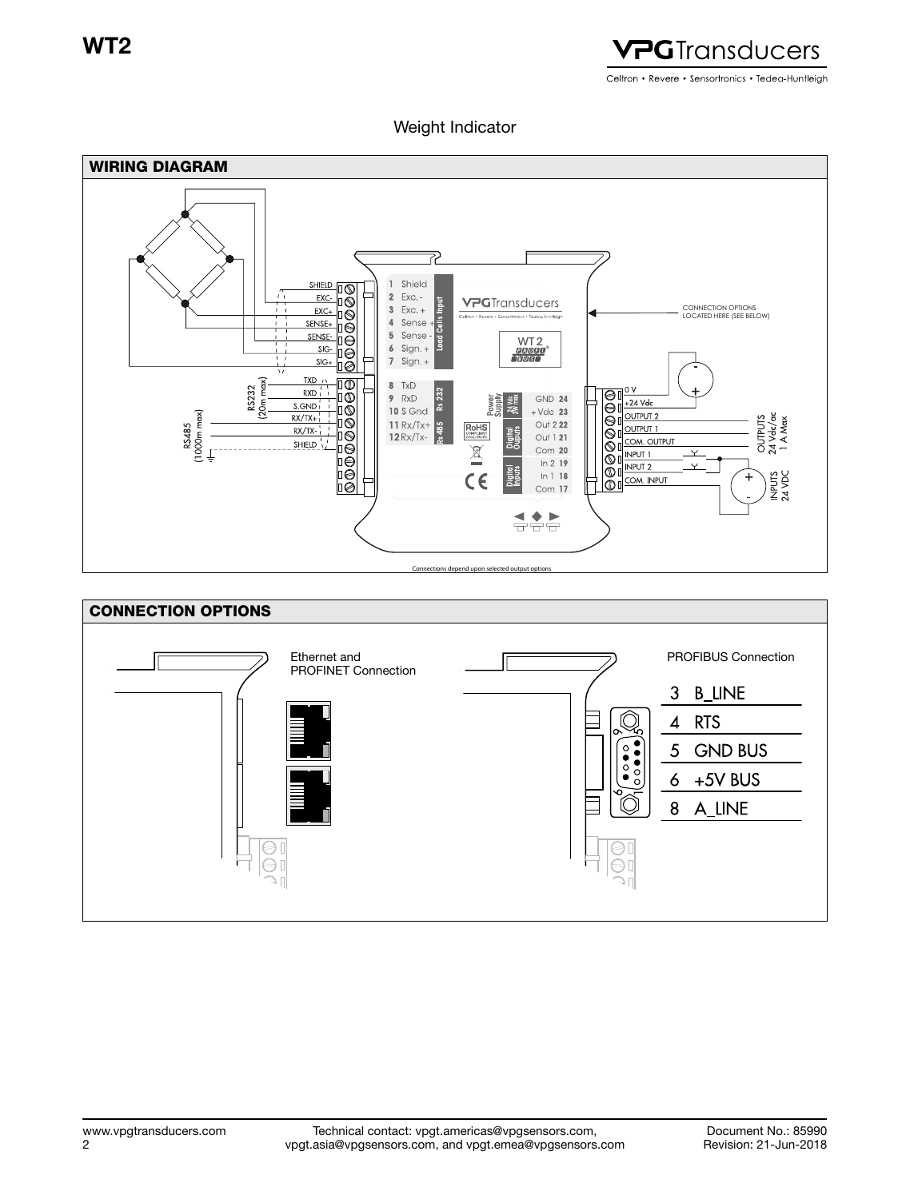Weight Indicator

## WIRING DIAGRAM

| Terminal | Function | Group |
|---|---|---|
| 1 | Shield | Load Cells Input |
| 2 | Exc. - | Load Cells Input |
| 3 | Exc. + | Load Cells Input |
| 4 | Sense + | Load Cells Input |
| 5 | Sense - | Load Cells Input |
| 6 | Sign. + | Load Cells Input |
| 7 | Sign. + | Load Cells Input |
| 8 | TxD | Rs 232 |
| 9 | RxD | Rs 232 |
| 10 | S Gnd | Rs 232 |
| 11 | Rx/Tx+ | Rs 485 |
| 12 | Rx/Tx- | Rs 485 |
| 24 | GND | Power Supply (24 Vdc 5W max) |
| 23 | +Vdc | Power Supply (24 Vdc 5W max) |
| 22 | Out 2 | Digital Outputs |
| 21 | Out 1 | Digital Outputs |
| 20 | Com | Digital Outputs |
| 19 | In 2 | Digital Inputs |
| 18 | In 1 | Digital Inputs |
| 17 | Com | Digital Inputs |

Load cell wiring: SHIELD, EXC-, EXC+, SENSE+, SENSE-, SIG-, SIG+

RS232 (20m max): TXD, RXD, S.GND

RS485 (1000m max): RX/TX+, RX/TX-, SHIELD

Power/IO: 0 V, +24 Vdc, OUTPUT 2, OUTPUT 1, COM. OUTPUT, INPUT 1, INPUT 2, COM. INPUT

OUTPUTS 24 Vdc/ac 1 A Max

INPUTS 24 VDC

CONNECTION OPTIONS LOCATED HERE (SEE BELOW)

Connections depend upon selected output options

## CONNECTION OPTIONS

Ethernet and PROFINET Connection

PROFIBUS Connection

| Pin | Signal |
|---|---|
| 3 | B_LINE |
| 4 | RTS |
| 5 | GND BUS |
| 6 | +5V BUS |
| 8 | A_LINE |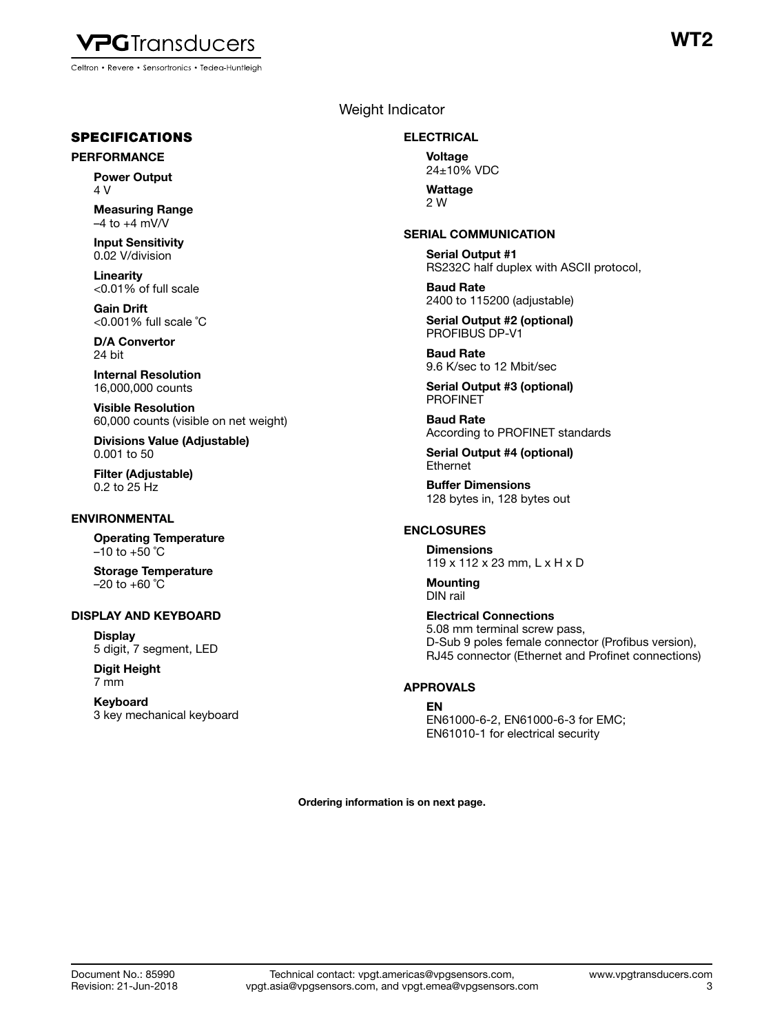# WT2

Weight Indicator

## SPECIFICATIONS

### PERFORMANCE

**Power Output**
4 V

**Measuring Range**
–4 to +4 mV/V

**Input Sensitivity**
0.02 V/division

**Linearity**
<0.01% of full scale

**Gain Drift**
<0.001% full scale °C

**D/A Convertor**
24 bit

**Internal Resolution**
16,000,000 counts

**Visible Resolution**
60,000 counts (visible on net weight)

**Divisions Value (Adjustable)**
0.001 to 50

**Filter (Adjustable)**
0.2 to 25 Hz

### ENVIRONMENTAL

**Operating Temperature**
–10 to +50 °C

**Storage Temperature**
–20 to +60 °C

### DISPLAY AND KEYBOARD

**Display**
5 digit, 7 segment, LED

**Digit Height**
7 mm

**Keyboard**
3 key mechanical keyboard

### ELECTRICAL

**Voltage**
24±10% VDC

**Wattage**
2 W

### SERIAL COMMUNICATION

**Serial Output #1**
RS232C half duplex with ASCII protocol,

**Baud Rate**
2400 to 115200 (adjustable)

**Serial Output #2 (optional)**
PROFIBUS DP-V1

**Baud Rate**
9.6 K/sec to 12 Mbit/sec

**Serial Output #3 (optional)**
PROFINET

**Baud Rate**
According to PROFINET standards

**Serial Output #4 (optional)**
Ethernet

**Buffer Dimensions**
128 bytes in, 128 bytes out

### ENCLOSURES

**Dimensions**
119 x 112 x 23 mm, L x H x D

**Mounting**
DIN rail

**Electrical Connections**
5.08 mm terminal screw pass,
D-Sub 9 poles female connector (Profibus version),
RJ45 connector (Ethernet and Profinet connections)

### APPROVALS

**EN**
EN61000-6-2, EN61000-6-3 for EMC;
EN61010-1 for electrical security

**Ordering information is on next page.**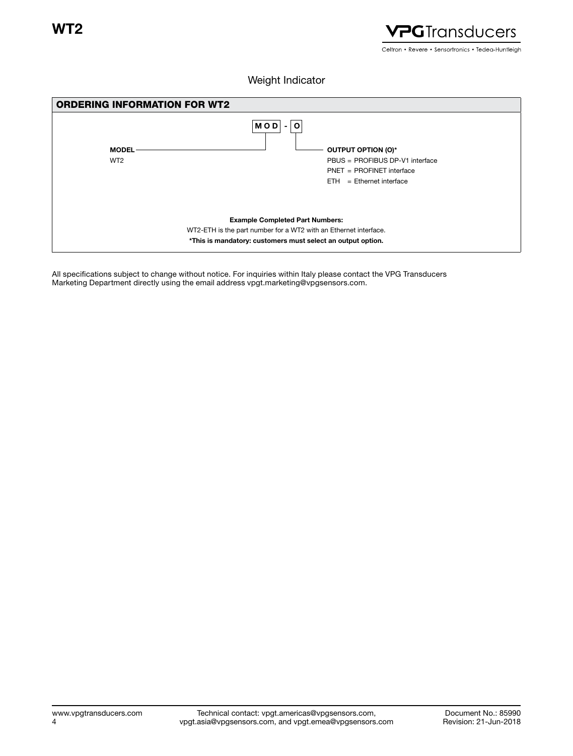Weight Indicator

## ORDERING INFORMATION FOR WT2

**MOD - O**

**MODEL**

WT2

**OUTPUT OPTION (O)***

PBUS = PROFIBUS DP-V1 interface

PNET = PROFINET interface

ETH = Ethernet interface

**Example Completed Part Numbers:**

WT2-ETH is the part number for a WT2 with an Ethernet interface.

***This is mandatory: customers must select an output option.**

All specifications subject to change without notice. For inquiries within Italy please contact the VPG Transducers Marketing Department directly using the email address vpgt.marketing@vpgsensors.com.